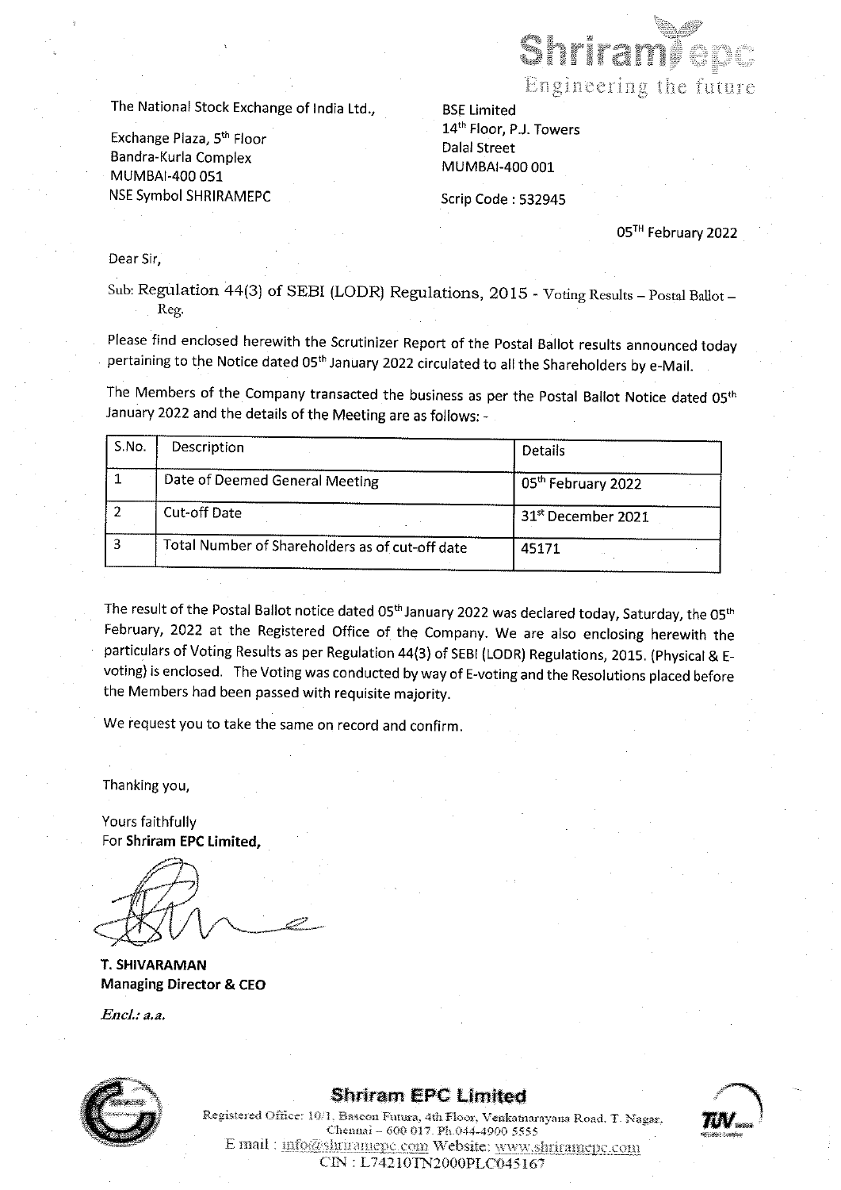Shriram epc
Engineering the future

The National Stock Exchange of India Ltd.,

Exchange Plaza, 5th Floor
Bandra-Kurla Complex
MUMBAI-400 051
NSE Symbol SHRIRAMEPC

BSE Limited
14th Floor, P.J. Towers
Dalal Street
MUMBAI-400 001

Scrip Code : 532945

05TH February 2022

Dear Sir,

Sub: Regulation 44(3) of SEBI (LODR) Regulations, 2015 - Voting Results – Postal Ballot – Reg.

Please find enclosed herewith the Scrutinizer Report of the Postal Ballot results announced today pertaining to the Notice dated 05th January 2022 circulated to all the Shareholders by e-Mail.

The Members of the Company transacted the business as per the Postal Ballot Notice dated 05th January 2022 and the details of the Meeting are as follows: -

| S.No. | Description | Details |
|---|---|---|
| 1 | Date of Deemed General Meeting | 05th February 2022 |
| 2 | Cut-off Date | 31st December 2021 |
| 3 | Total Number of Shareholders as of cut-off date | 45171 |

The result of the Postal Ballot notice dated 05th January 2022 was declared today, Saturday, the 05th February, 2022 at the Registered Office of the Company. We are also enclosing herewith the particulars of Voting Results as per Regulation 44(3) of SEBI (LODR) Regulations, 2015. (Physical & E-voting) is enclosed. The Voting was conducted by way of E-voting and the Resolutions placed before the Members had been passed with requisite majority.

We request you to take the same on record and confirm.

Thanking you,

Yours faithfully
For **Shriram EPC Limited,**

**T. SHIVARAMAN**
**Managing Director & CEO**

*Encl.: a.a.*

**Shriram EPC Limited**
Registered Office: 10/1, Bascon Futura, 4th Floor, Venkatnarayana Road, T. Nagar, Chennai – 600 017. Ph.044-4900 5555
E mail : info@shriramepc.com Website: www.shriramepc.com
CIN : L74210TN2000PLC045167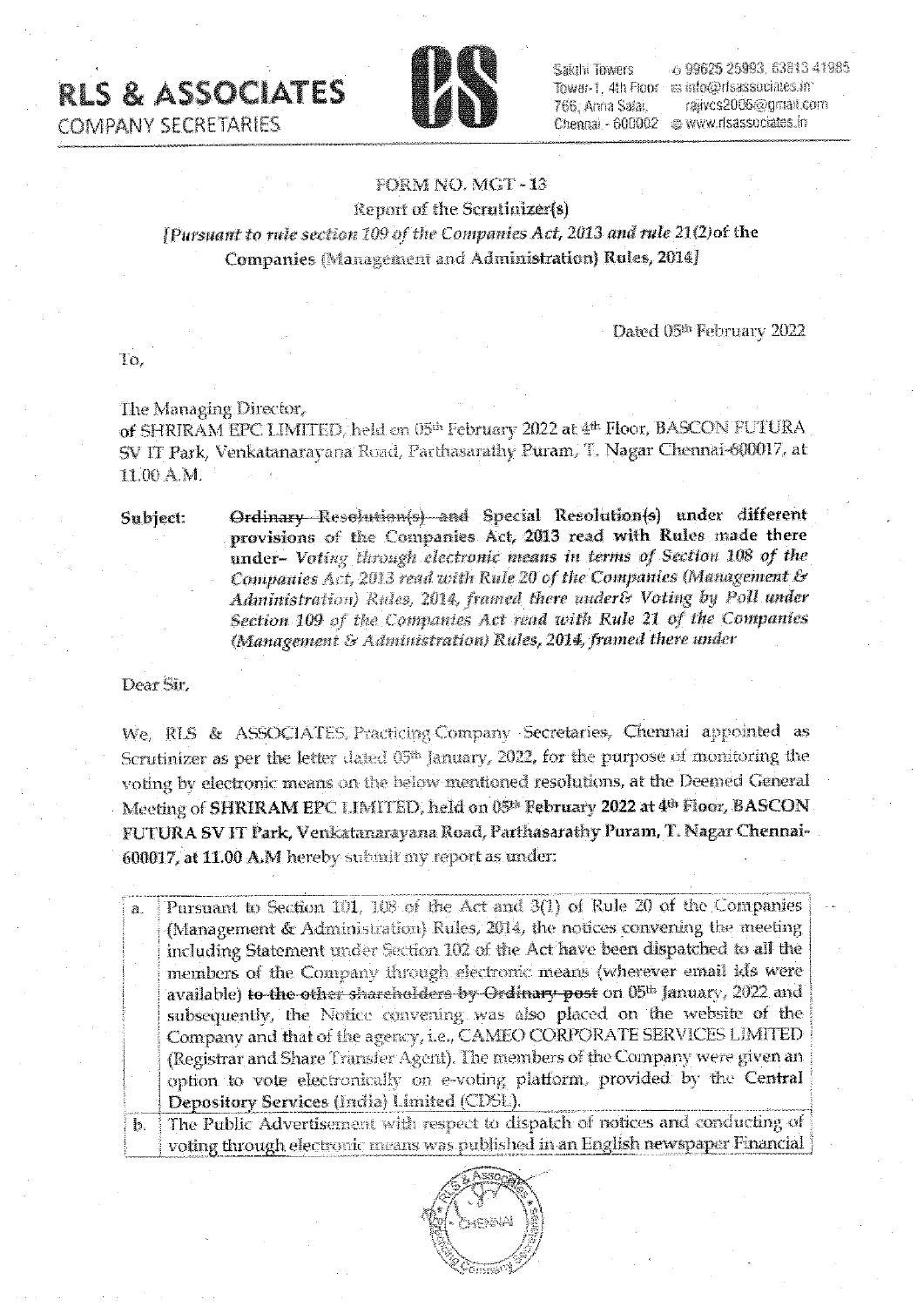**RLS & ASSOCIATES**
COMPANY SECRETARIES

Sakthi Towers, Tower-1, 4th Floor, 766, Anna Salai, Chennai - 600002
99625 25993, 63813 41985
info@rlsassociates.in
rajivcs2005@gmail.com
www.rlsassociates.in

FORM NO. MGT - 13

Report of the Scrutinizer(s)

*[Pursuant to rule section 109 of the Companies Act, 2013 and rule 21(2)of the* **Companies (Management and Administration) Rules, 2014]**

Dated 05th February 2022

To,

The Managing Director,
of SHRIRAM EPC LIMITED, held on 05th February 2022 at 4th Floor, BASCON FUTURA SV IT Park, Venkatanarayana Road, Parthasarathy Puram, T. Nagar Chennai-600017, at 11.00 A.M.

**Subject:** ~~**Ordinary Resolution(s) and**~~ **Special Resolution(s) under different provisions of the Companies Act, 2013 read with Rules made there under–** *Voting through electronic means in terms of Section 108 of the Companies Act, 2013 read with Rule 20 of the Companies (Management & Administration) Rules, 2014, framed there under& Voting by Poll under Section 109 of the Companies Act read with Rule 21 of the Companies (Management & Administration) Rules, 2014, framed there under*

Dear Sir,

We, RLS & ASSOCIATES, Practicing Company Secretaries, Chennai appointed as Scrutinizer as per the letter dated 05th January, 2022, for the purpose of monitoring the voting by electronic means on the below mentioned resolutions, at the Deemed General Meeting of **SHRIRAM EPC LIMITED, held on 05th February 2022 at 4th Floor, BASCON FUTURA SV IT Park, Venkatanarayana Road, Parthasarathy Puram, T. Nagar Chennai-600017, at 11.00 A.M** hereby submit my report as under:

| | |
|---|---|
| a. | Pursuant to Section 101, 108 of the Act and 3(1) of Rule 20 of the Companies (Management & Administration) Rules, 2014, the notices convening the meeting including Statement under Section 102 of the Act have been dispatched to all the members of the Company through electronic means (wherever email ids were available) ~~to the other shareholders by Ordinary post~~ on 05th January, 2022 and subsequently, the Notice convening was also placed on the website of the Company and that of the agency, i.e., CAMEO CORPORATE SERVICES LIMITED (Registrar and Share Transfer Agent). The members of the Company were given an option to vote electronically on e-voting platform, provided by the **Central Depository Services (India) Limited (CDSL).** |
| b. | The Public Advertisement with respect to dispatch of notices and conducting of voting through electronic means was published in an English newspaper Financial |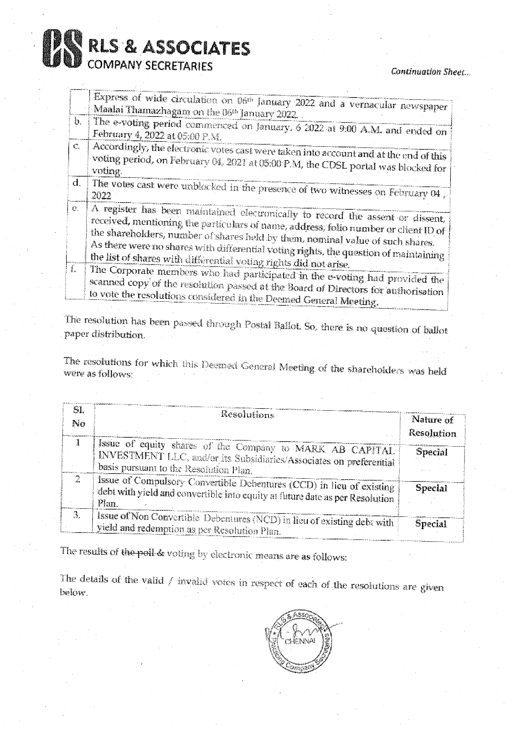# RLS & ASSOCIATES
COMPANY SECRETARIES

*Continuation Sheet...*

| | |
|---|---|
| | Express of wide circulation on 06[th] January 2022 and a vernacular newspaper Maalai Thamazhagam on the 06[th] January 2022. |
| b. | The e-voting period commenced on January, 6 2022 at 9:00 A.M. and ended on February 4, 2022 at 05:00 P.M. |
| c. | Accordingly, the electronic votes cast were taken into account and at the end of this voting period, on February 04, 2021 at 05:00 P.M, the CDSL portal was blocked for voting. |
| d. | The votes cast were unblocked in the presence of two witnesses on February 04, 2022 |
| e. | A register has been maintained electronically to record the assent or dissent, received, mentioning the particulars of name, address, folio number or client ID of the shareholders, number of shares held by them, nominal value of such shares. As there were no shares with differential voting rights, the question of maintaining the list of shares with differential voting rights did not arise. |
| f. | The Corporate members who had participated in the e-voting had provided the scanned copy of the resolution passed at the Board of Directors for authorisation to vote the resolutions considered in the Deemed General Meeting. |

The resolution has been passed through Postal Ballot. So, there is no question of ballot paper distribution.

The resolutions for which this Deemed General Meeting of the shareholders was held were as follows:

| Sl. No | Resolutions | Nature of Resolution |
|---|---|---|
| 1 | Issue of equity shares of the Company to MARK AB CAPITAL INVESTMENT LLC, and/or its Subsidiaries/Associates on preferential basis pursuant to the Resolution Plan. | Special |
| 2 | Issue of Compulsory Convertible Debentures (CCD) in lieu of existing debt with yield and convertible into equity at future date as per Resolution Plan. | Special |
| 3. | Issue of Non Convertible Debentures (NCD) in lieu of existing debt with yield and redemption as per Resolution Plan. | Special |

The results of ~~the poll &~~ voting by electronic means are as follows:

The details of the valid / invalid votes in respect of each of the resolutions are given below.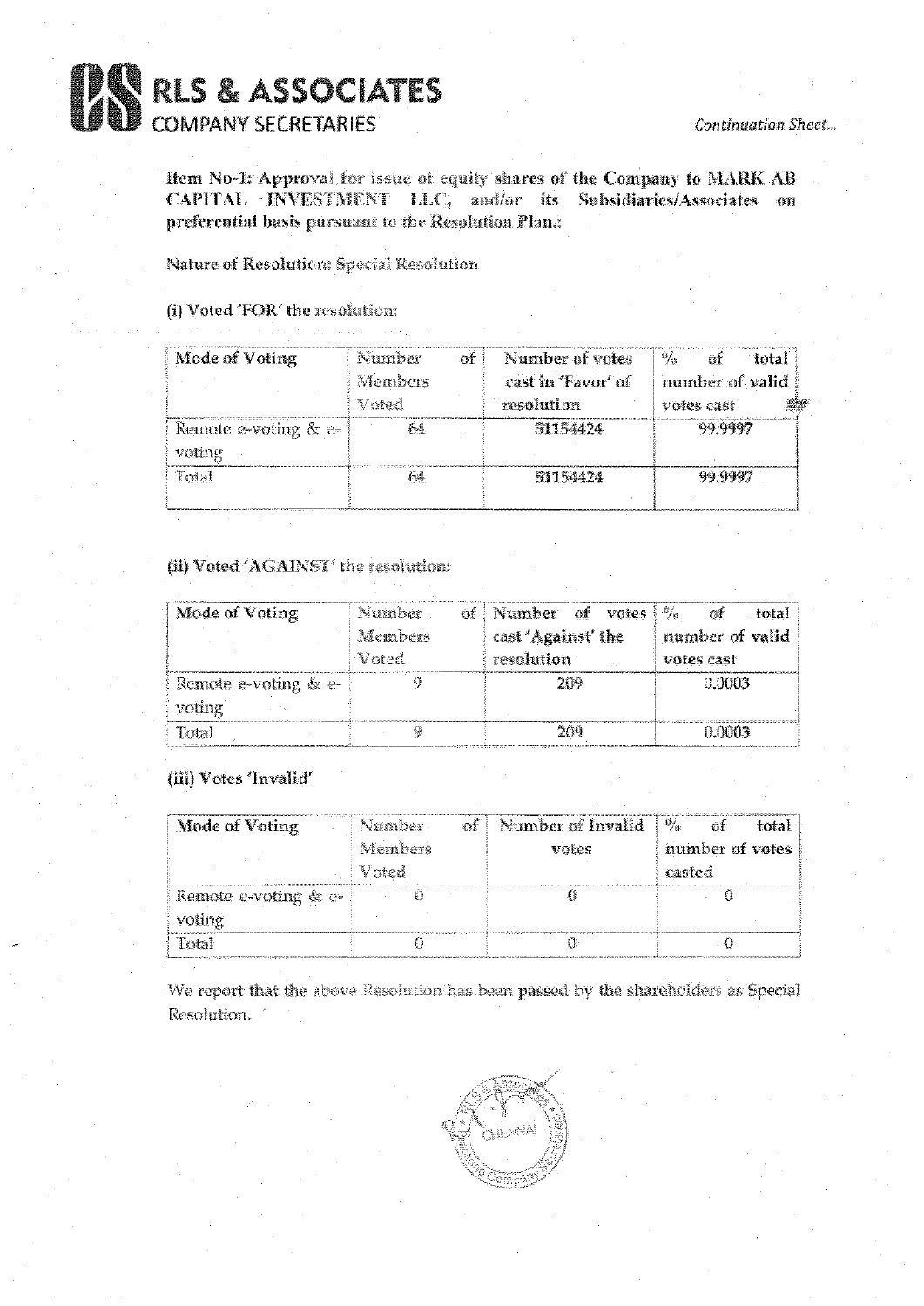**Item No-1: Approval for issue of equity shares of the Company to MARK AB CAPITAL INVESTMENT LLC, and/or its Subsidiaries/Associates on preferential basis pursuant to the Resolution Plan.:**

**Nature of Resolution: Special Resolution**

**(i) Voted 'FOR' the resolution:**

| Mode of Voting | Number of Members Voted | Number of votes cast in 'Favor' of resolution | % of total number of valid votes cast |
|---|---|---|---|
| Remote e-voting & e-voting | 64 | 51154424 | 99.9997 |
| Total | 64 | 51154424 | 99.9997 |

**(ii) Voted 'AGAINST' the resolution:**

| Mode of Voting | Number of Members Voted | Number of votes cast 'Against' the resolution | % of total number of valid votes cast |
|---|---|---|---|
| Remote e-voting & e-voting | 9 | 209 | 0.0003 |
| Total | 9 | 209 | 0.0003 |

**(iii) Votes 'Invalid'**

| Mode of Voting | Number of Members Voted | Number of Invalid votes | % of total number of votes casted |
|---|---|---|---|
| Remote e-voting & e-voting | 0 | 0 | 0 |
| Total | 0 | 0 | 0 |

We report that the above Resolution has been passed by the shareholders as Special Resolution.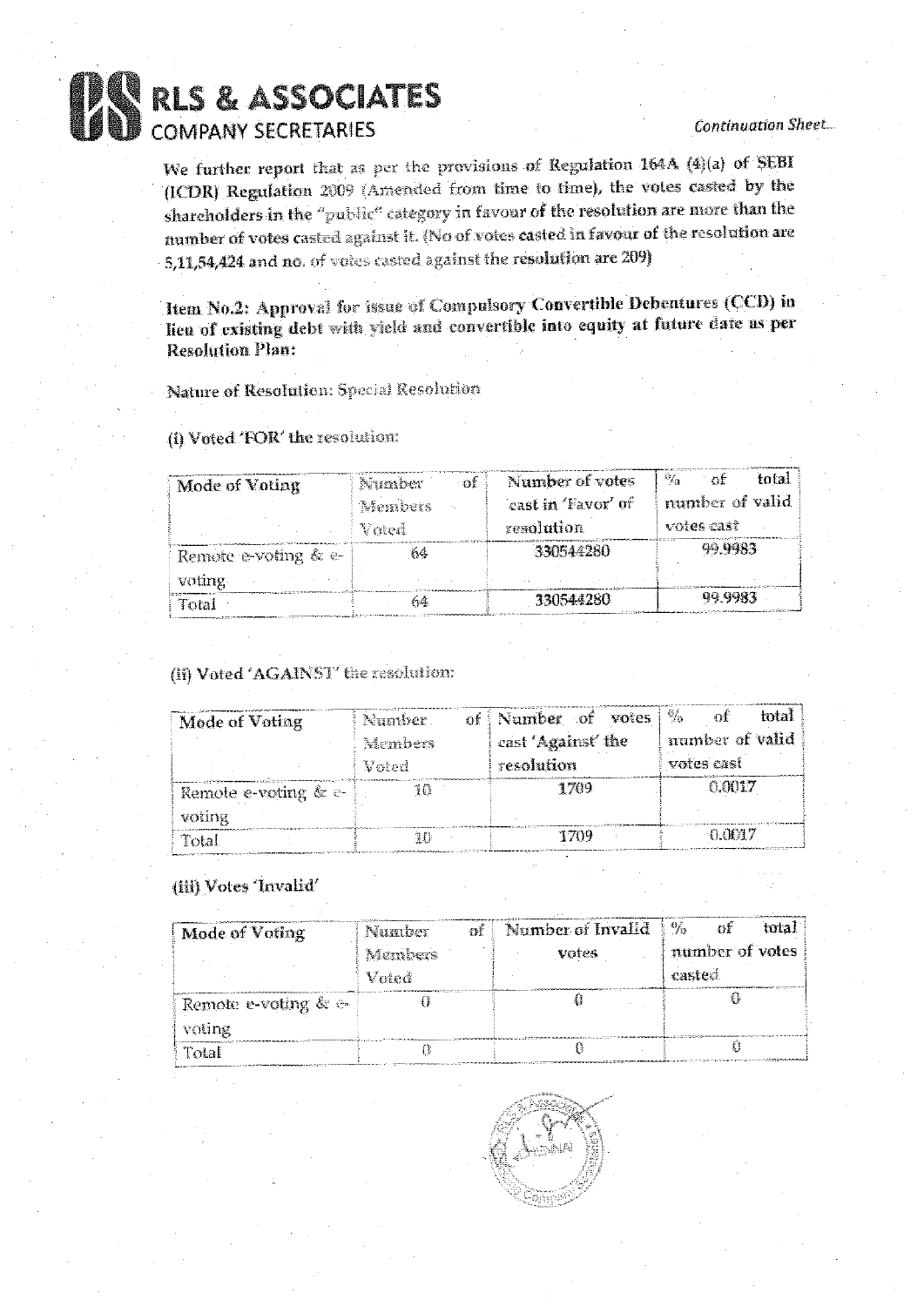We further report that as per the provisions of Regulation 164A (4)(a) of SEBI (ICDR) Regulation 2009 (Amended from time to time), the votes casted by the shareholders in the "public" category in favour of the resolution are more than the number of votes casted against it. (No of votes casted in favour of the resolution are 5,11,54,424 and no. of votes casted against the resolution are 209)

**Item No.2: Approval for issue of Compulsory Convertible Debentures (CCD) in lieu of existing debt with yield and convertible into equity at future date as per Resolution Plan:**

Nature of Resolution: Special Resolution

(i) Voted 'FOR' the resolution:

| Mode of Voting | Number of Members Voted | Number of votes cast in 'Favor' of resolution | % of total number of valid votes cast |
|---|---|---|---|
| Remote e-voting & e-voting | 64 | 330544280 | 99.9983 |
| Total | 64 | 330544280 | 99.9983 |

(ii) Voted 'AGAINST' the resolution:

| Mode of Voting | Number of Members Voted | Number of votes cast 'Against' the resolution | % of total number of valid votes cast |
|---|---|---|---|
| Remote e-voting & e-voting | 10 | 1709 | 0.0017 |
| Total | 10 | 1709 | 0.0017 |

(iii) Votes 'Invalid'

| Mode of Voting | Number of Members Voted | Number of Invalid votes | % of total number of votes casted |
|---|---|---|---|
| Remote e-voting & e-voting | 0 | 0 | 0 |
| Total | 0 | 0 | 0 |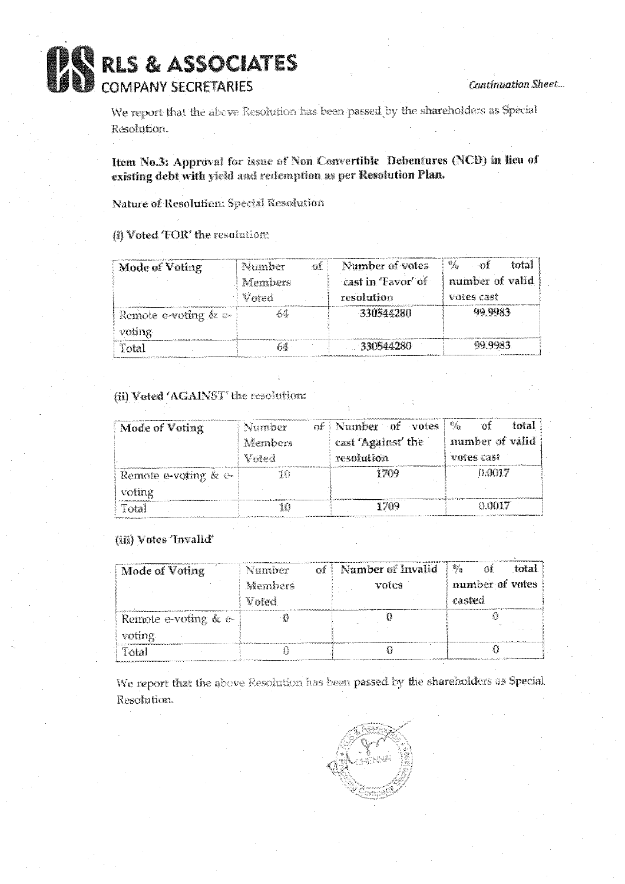We report that the above Resolution has been passed by the shareholders as Special Resolution.

**Item No.3: Approval for issue of Non Convertible Debentures (NCD) in lieu of existing debt with yield and redemption as per Resolution Plan.**

Nature of Resolution: Special Resolution

(i) Voted 'FOR' the resolution:

| Mode of Voting | Number of Members Voted | Number of votes cast in 'Favor' of resolution | % of total number of valid votes cast |
|---|---|---|---|
| Remote e-voting & e-voting | 64 | 330544280 | 99.9983 |
| Total | 64 | 330544280 | 99.9983 |

(ii) Voted 'AGAINST' the resolution:

| Mode of Voting | Number of Members Voted | Number of votes cast 'Against' the resolution | % of total number of valid votes cast |
|---|---|---|---|
| Remote e-voting & e-voting | 10 | 1709 | 0.0017 |
| Total | 10 | 1709 | 0.0017 |

(iii) Votes 'Invalid'

| Mode of Voting | Number of Members Voted | Number of Invalid votes | % of total number of votes casted |
|---|---|---|---|
| Remote e-voting & e-voting | 0 | 0 | 0 |
| Total | 0 | 0 | 0 |

We report that the above Resolution has been passed by the shareholders as Special Resolution.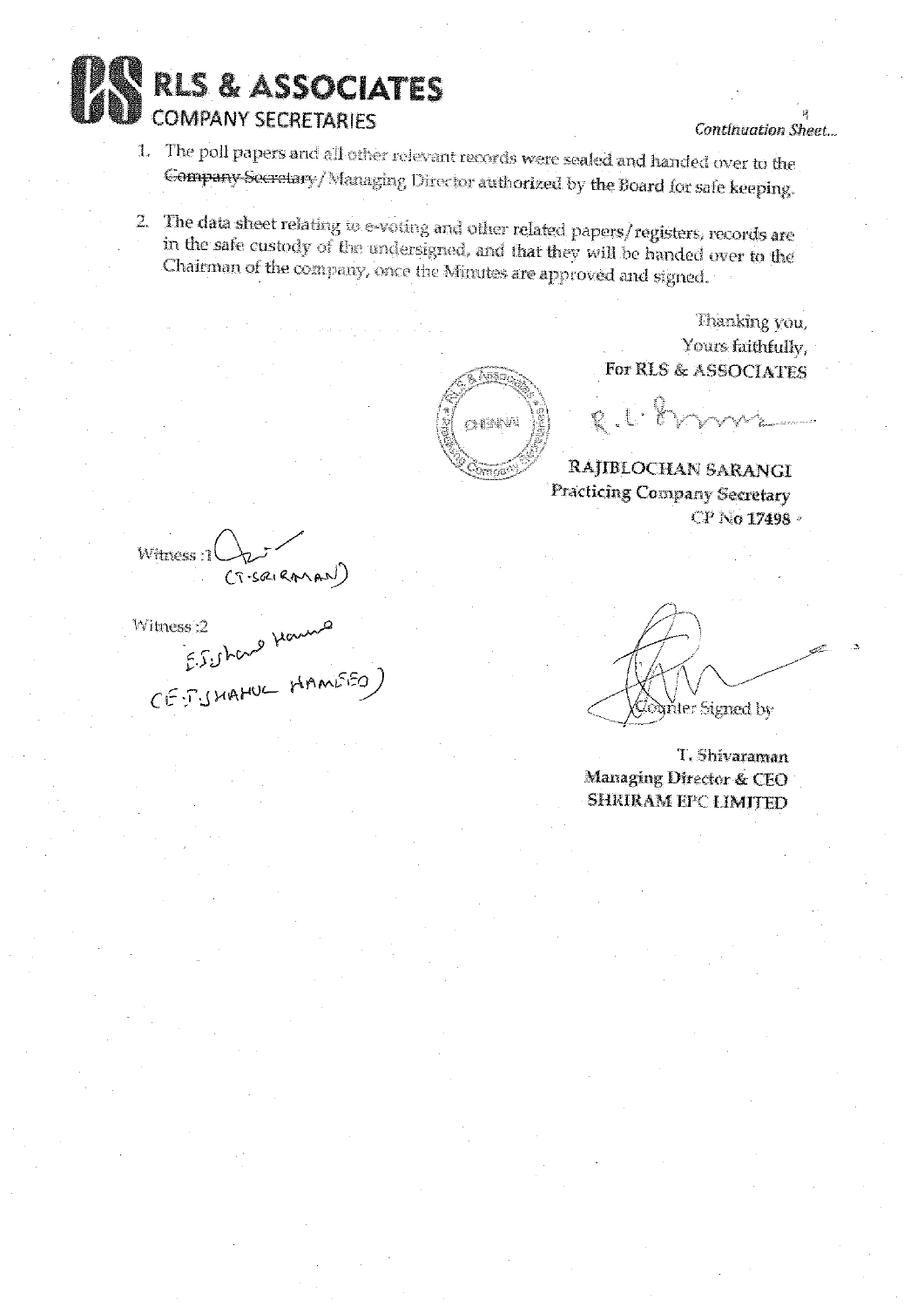**RLS & ASSOCIATES**
COMPANY SECRETARIES

*Continuation Sheet...*

1. The poll papers and all other relevant records were sealed and handed over to the ~~Company Secretary~~/Managing Director authorized by the Board for safe keeping.

2. The data sheet relating to e-voting and other related papers/registers, records are in the safe custody of the undersigned, and that they will be handed over to the Chairman of the company, once the Minutes are approved and signed.

Thanking you,
Yours faithfully,
**For RLS & ASSOCIATES**

**RAJIBLOCHAN SARANGI**
**Practicing Company Secretary**
**CP No 17498**

Witness :1
(T-SRIRAMAN)

Witness :2
(E.T.SHAHUL HAMEED)

Counter Signed by

**T. Shivaraman**
**Managing Director & CEO**
**SHRIRAM EPC LIMITED**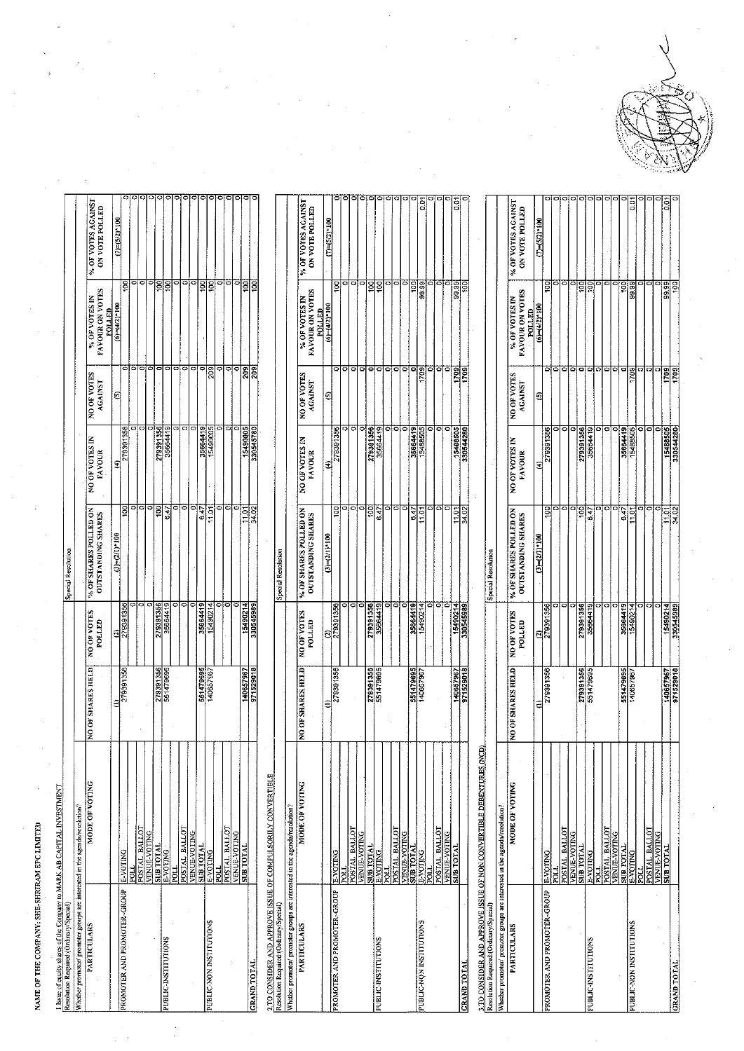NAME OF THE COMPANY: SHE-SHRIRAM EPC LIMITED

1 Issue of equity shares of the Company to MARK AB CAPITAL INVESTMENT

Resolution Required:(Ordinary/Special) — Special Resolution

Whether promoter/ promoter groups are interested in the agenda/resolution?

| PARTICULARS | MODE OF VOTING | NO OF SHARES HELD | NO OF VOTES POLLED | % OF SHARES POLLED ON OUTSTANDING SHARES | NO OF VOTES IN FAVOUR | NO OF VOTES AGAINST | % OF VOTES IN FAVOUR ON VOTES POLLED | % OF VOTES AGAINST ON VOTE POLLED |
|---|---|---|---|---|---|---|---|---|
| | | (1) | (2) | (3)=(2/1)*100 | (4) | (5) | (6)=(4/2)*100 | (7)=(5/2)*100 |
| PROMOTER AND PROMOTER-GROUP | E-VOTING | 279391356 | 279391356 | 100 | 279391356 | 0 | 100 | 0 |
| | POLL | | 0 | 0 | 0 | 0 | 0 | 0 |
| | POSTAL BALLOT | | 0 | 0 | 0 | 0 | 0 | 0 |
| | VENUE-VOTING | | 0 | 0 | 0 | 0 | 0 | 0 |
| | SUB TOTAL | 279391356 | 279391356 | 100 | 279391356 | 0 | 100 | 0 |
| PUBLIC-INSTITUTIONS | E-VOTING | 551479695 | 35664419 | 6.47 | 35664419 | 0 | 100 | 0 |
| | POLL | | 0 | 0 | 0 | 0 | 0 | 0 |
| | POSTAL BALLOT | | 0 | 0 | 0 | 0 | 0 | 0 |
| | VENUE-VOTING | | 0 | 0 | 0 | 0 | 0 | 0 |
| | SUB TOTAL | 551479695 | 35664419 | 6.47 | 35664419 | 0 | 100 | 0 |
| PUBLIC-NON INSTITUTIONS | E-VOTING | 140657967 | 15490214 | 11.01 | 15490005 | 209 | 100 | 0 |
| | POLL | | 0 | 0 | 0 | 0 | 0 | 0 |
| | POSTAL BALLOT | | 0 | 0 | 0 | 0 | 0 | 0 |
| | VENUE-VOTING | | 0 | 0 | 0 | 0 | 0 | 0 |
| | SUB TOTAL | 140657967 | 15490214 | 11.01 | 15490005 | 209 | 100 | 0 |
| GRAND TOTAL | | 971529018 | 330545989 | 34.02 | 330545780 | 209 | 100 | 0 |

2 TO CONSIDER AND APPROVE ISSUE OF COMPULSORILY CONVERTIBLE

Resolution Required:(Ordinary/Special) — Special Resolution

Whether promoter/ promoter groups are interested in the agenda/resolution?

| PARTICULARS | MODE OF VOTING | NO OF SHARES HELD | NO OF VOTES POLLED | % OF SHARES POLLED ON OUTSTANDING SHARES | NO OF VOTES IN FAVOUR | NO OF VOTES AGAINST | % OF VOTES IN FAVOUR ON VOTES POLLED | % OF VOTES AGAINST ON VOTE POLLED |
|---|---|---|---|---|---|---|---|---|
| | | (1) | (2) | (3)=(2/1)*100 | (4) | (5) | (6)=(4/2)*100 | (7)=(5/2)*100 |
| PROMOTER AND PROMOTER-GROUP | E-VOTING | 279391356 | 279391356 | 100 | 279391356 | 0 | 100 | 0 |
| | POLL | | 0 | 0 | 0 | 0 | 0 | 0 |
| | POSTAL BALLOT | | 0 | 0 | 0 | 0 | 0 | 0 |
| | VENUE-VOTING | | 0 | 0 | 0 | 0 | 0 | 0 |
| | SUB TOTAL | 279391356 | 279391356 | 100 | 279391356 | 0 | 100 | 0 |
| PUBLIC-INSTITUTIONS | E-VOTING | 551479695 | 35664419 | 6.47 | 35664419 | 0 | 100 | 0 |
| | POLL | | 0 | 0 | 0 | 0 | 0 | 0 |
| | POSTAL BALLOT | | 0 | 0 | 0 | 0 | 0 | 0 |
| | VENUE-VOTING | | 0 | 0 | 0 | 0 | 0 | 0 |
| | SUB TOTAL | 551479695 | 35664419 | 6.47 | 35664419 | 0 | 100 | 0 |
| PUBLIC-NON INSTITUTIONS | E-VOTING | 140657967 | 15490214 | 11.01 | 15488505 | 1709 | 99.99 | 0.01 |
| | POLL | | 0 | 0 | 0 | 0 | 0 | 0 |
| | POSTAL BALLOT | | 0 | 0 | 0 | 0 | 0 | 0 |
| | VENUE-VOTING | | 0 | 0 | 0 | 0 | 0 | 0 |
| | SUB TOTAL | 140657967 | 15490214 | 11.01 | 15488505 | 1709 | 99.99 | 0.01 |
| GRAND TOTAL | | 971529018 | 330545989 | 34.02 | 330544280 | 1709 | 100 | 0 |

3 TO CONSIDER AND APPROVE ISSUE OF NON CONVERTIBLE DEBENTURES (NCD)

Resolution Required:(Ordinary/Special) — Special Resolution

Whether promoter/ promoter groups are interested in the agenda/resolution?

| PARTICULARS | MODE OF VOTING | NO OF SHARES HELD | NO OF VOTES POLLED | % OF SHARES POLLED ON OUTSTANDING SHARES | NO OF VOTES IN FAVOUR | NO OF VOTES AGAINST | % OF VOTES IN FAVOUR ON VOTES POLLED | % OF VOTES AGAINST ON VOTE POLLED |
|---|---|---|---|---|---|---|---|---|
| | | (1) | (2) | (3)=(2/1)*100 | (4) | (5) | (6)=(4/2)*100 | (7)=(5/2)*100 |
| PROMOTER AND PROMOTER-GROUP | E-VOTING | 279391356 | 279391356 | 100 | 279391356 | 0 | 100 | 0 |
| | POLL | | 0 | 0 | 0 | 0 | 0 | 0 |
| | POSTAL BALLOT | | 0 | 0 | 0 | 0 | 0 | 0 |
| | VENUE-VOTING | | 0 | 0 | 0 | 0 | 0 | 0 |
| | SUB TOTAL | 279391356 | 279391356 | 100 | 279391356 | 0 | 100 | 0 |
| PUBLIC-INSTITUTIONS | E-VOTING | 551479695 | 35664419 | 6.47 | 35664419 | 0 | 100 | 0 |
| | POLL | | 0 | 0 | 0 | 0 | 0 | 0 |
| | POSTAL BALLOT | | 0 | 0 | 0 | 0 | 0 | 0 |
| | VENUE-VOTING | | 0 | 0 | 0 | 0 | 0 | 0 |
| | SUB TOTAL | 551479695 | 35664419 | 6.47 | 35664419 | 0 | 100 | 0 |
| PUBLIC-NON INSTITUTIONS | E-VOTING | 140657967 | 15490214 | 11.01 | 15488505 | 1709 | 99.99 | 0.01 |
| | POLL | | 0 | 0 | 0 | 0 | 0 | 0 |
| | POSTAL BALLOT | | 0 | 0 | 0 | 0 | 0 | 0 |
| | VENUE-VOTING | | 0 | 0 | 0 | 0 | 0 | 0 |
| | SUB TOTAL | 140657967 | 15490214 | 11.01 | 15488505 | 1709 | 99.99 | 0.01 |
| GRAND TOTAL | | 971529018 | 330545989 | 34.02 | 330544280 | 1709 | 100 | 0 |